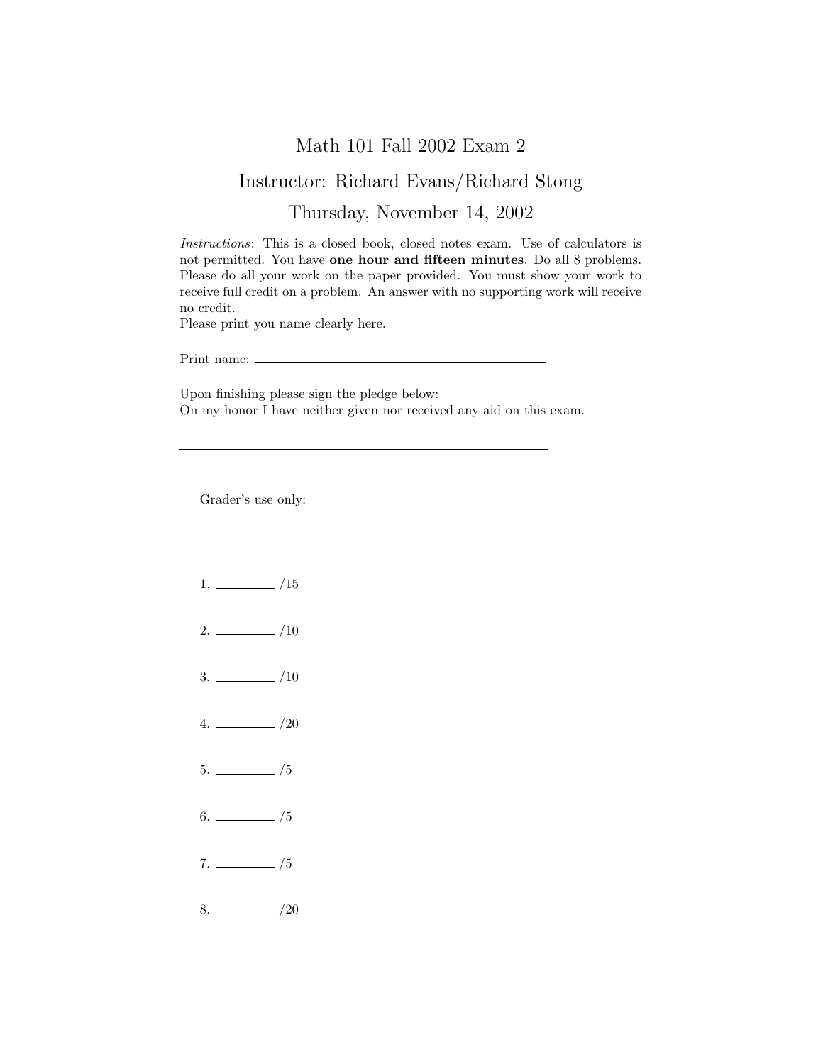# Math 101 Fall 2002 Exam 2

## Instructor: Richard Evans/Richard Stong

## Thursday, November 14, 2002

*Instructions*: This is a closed book, closed notes exam. Use of calculators is not permitted. You have **one hour and fifteen minutes**. Do all 8 problems. Please do all your work on the paper provided. You must show your work to receive full credit on a problem. An answer with no supporting work will receive no credit.
Please print you name clearly here.

Print name: ______________________________

Upon finishing please sign the pledge below:
On my honor I have neither given nor received any aid on this exam.

______________________________

Grader's use only:

1. ________ /15

2. ________ /10

3. ________ /10

4. ________ /20

5. ________ /5

6. ________ /5

7. ________ /5

8. ________ /20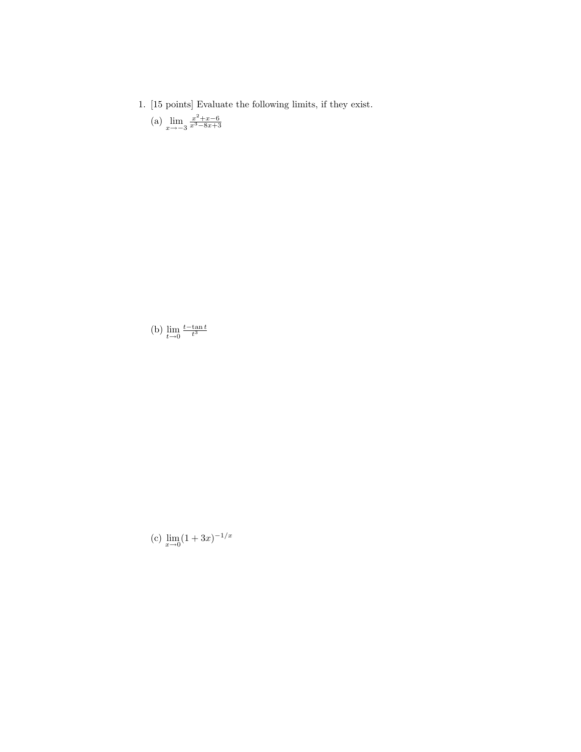1. [15 points] Evaluate the following limits, if they exist.

   (a) $\lim_{x \to -3} \frac{x^2+x-6}{x^3-8x+3}$

   (b) $\lim_{t \to 0} \frac{t-\tan t}{t^3}$

   (c) $\lim_{x \to 0} (1+3x)^{-1/x}$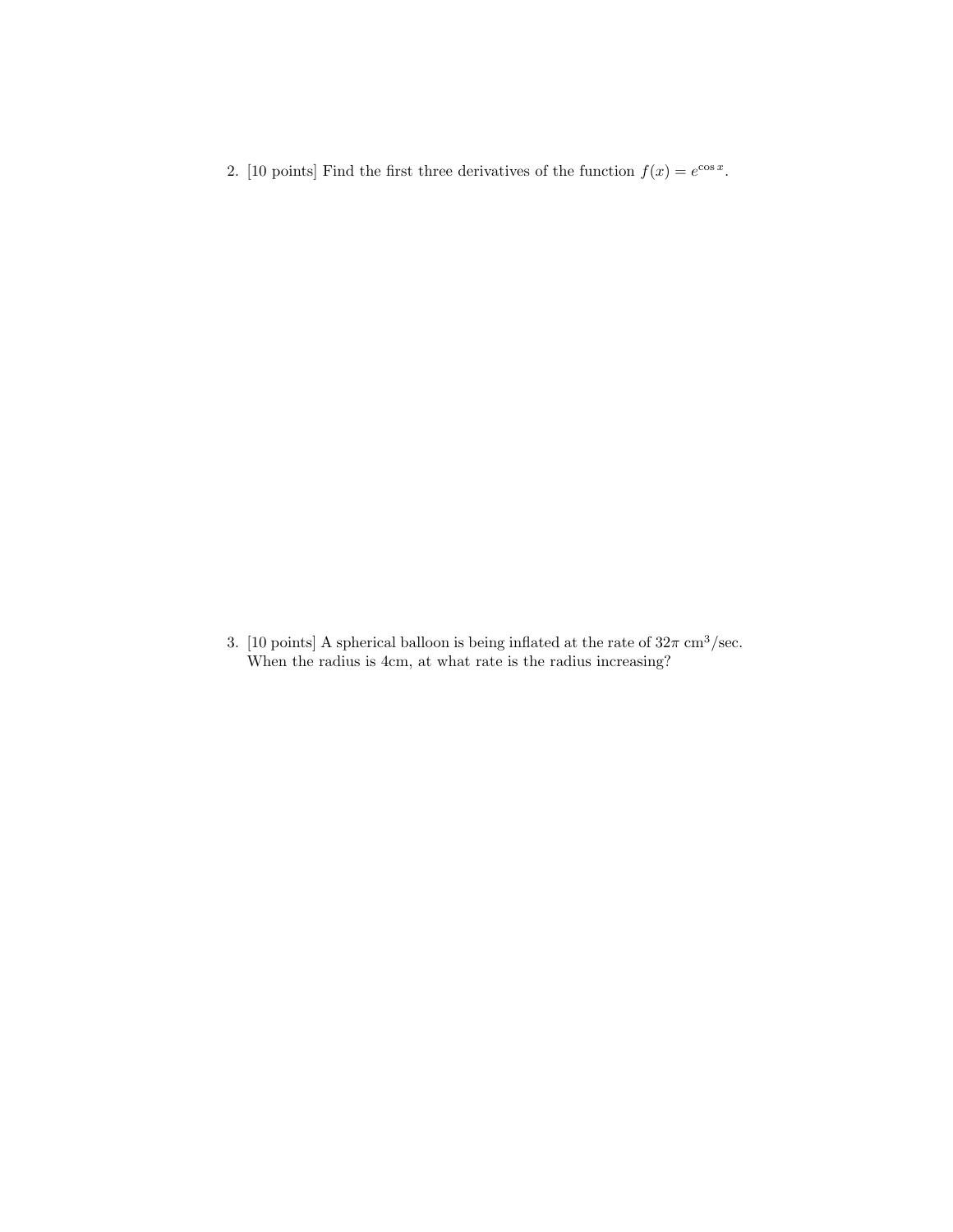2. [10 points] Find the first three derivatives of the function $f(x) = e^{\cos x}$.

3. [10 points] A spherical balloon is being inflated at the rate of $32\pi$ cm$^3$/sec. When the radius is 4cm, at what rate is the radius increasing?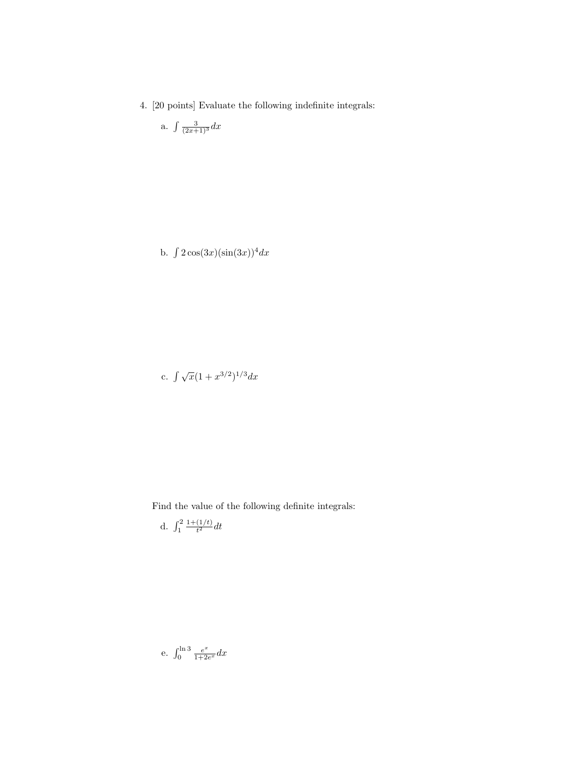4. [20 points] Evaluate the following indefinite integrals:

   a. $\int \frac{3}{(2x+1)^3} dx$

   b. $\int 2\cos(3x)(\sin(3x))^4 dx$

   c. $\int \sqrt{x}(1 + x^{3/2})^{1/3} dx$

   Find the value of the following definite integrals:

   d. $\int_1^2 \frac{1+(1/t)}{t^2} dt$

   e. $\int_0^{\ln 3} \frac{e^x}{1+2e^x} dx$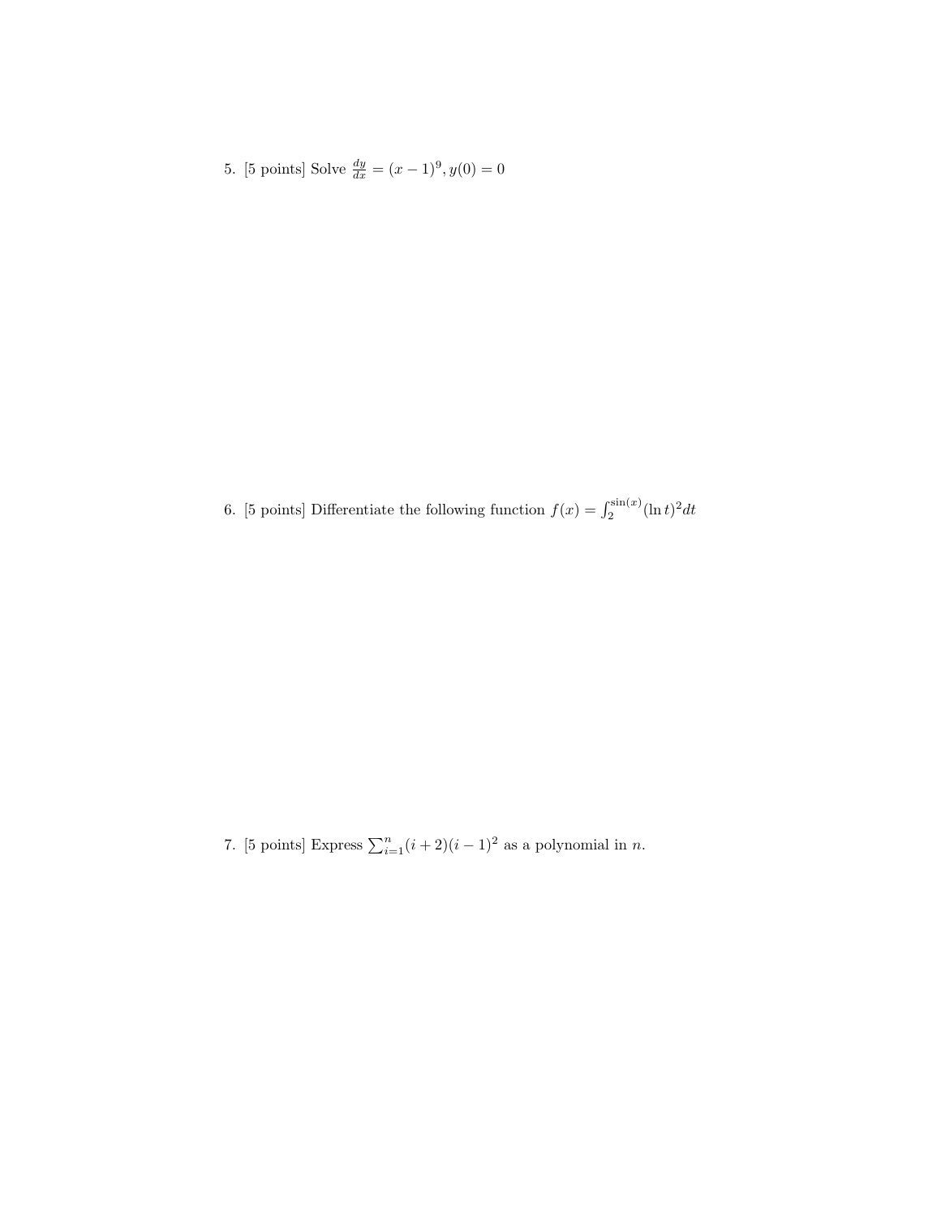5. [5 points] Solve $\frac{dy}{dx} = (x-1)^9, y(0) = 0$

6. [5 points] Differentiate the following function $f(x) = \int_2^{\sin(x)} (\ln t)^2 dt$

7. [5 points] Express $\sum_{i=1}^{n} (i+2)(i-1)^2$ as a polynomial in $n$.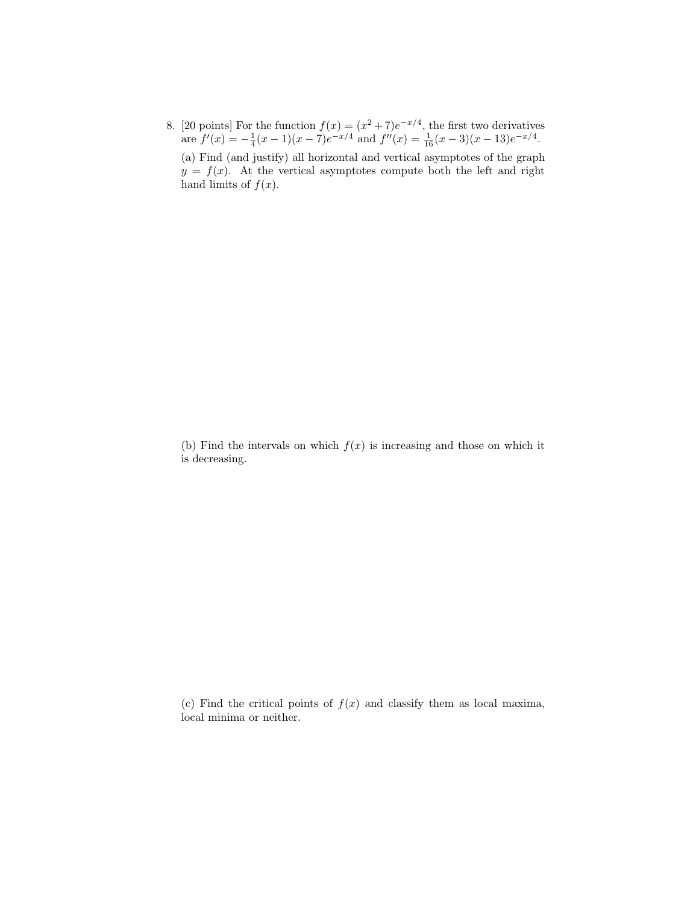8. [20 points] For the function $f(x) = (x^2 + 7)e^{-x/4}$, the first two derivatives are $f'(x) = -\frac{1}{4}(x-1)(x-7)e^{-x/4}$ and $f''(x) = \frac{1}{16}(x-3)(x-13)e^{-x/4}$.

(a) Find (and justify) all horizontal and vertical asymptotes of the graph $y = f(x)$. At the vertical asymptotes compute both the left and right hand limits of $f(x)$.

(b) Find the intervals on which $f(x)$ is increasing and those on which it is decreasing.

(c) Find the critical points of $f(x)$ and classify them as local maxima, local minima or neither.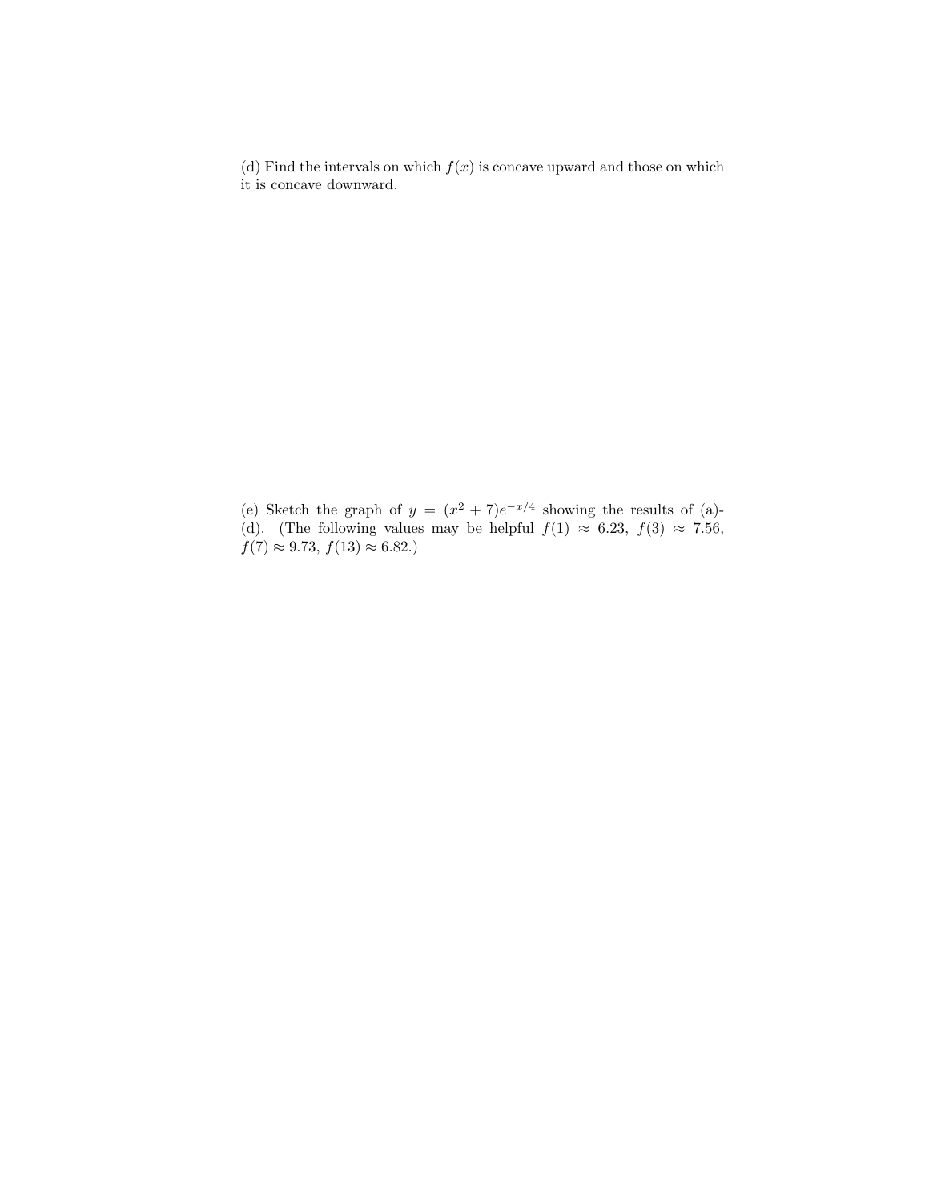(d) Find the intervals on which $f(x)$ is concave upward and those on which it is concave downward.

(e) Sketch the graph of $y = (x^2 + 7)e^{-x/4}$ showing the results of (a)-(d). (The following values may be helpful $f(1) \approx 6.23$, $f(3) \approx 7.56$, $f(7) \approx 9.73$, $f(13) \approx 6.82$.)